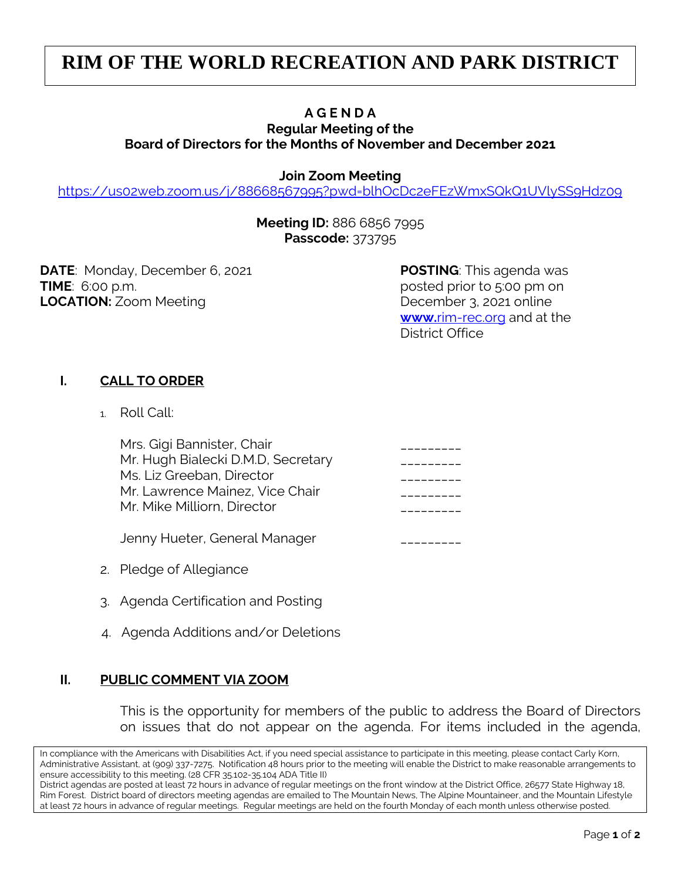# RIM OF THE WORLD RECREATION AND PARK DISTRICT

**A G E N D A**
**Regular Meeting of the**
**Board of Directors for the Months of November and December 2021**

**Join Zoom Meeting**
https://us02web.zoom.us/j/88668567995?pwd=blhOcDc2eFEzWmxSQkQ1UVlySS9Hdz09

**Meeting ID:** 886 6856 7995
**Passcode:** 373795

**DATE**: Monday, December 6, 2021
**TIME**: 6:00 p.m.
**LOCATION:** Zoom Meeting

**POSTING**: This agenda was posted prior to 5:00 pm on December 3, 2021 online **www.**rim-rec.org and at the District Office

## I. CALL TO ORDER

1. Roll Call:

   Mrs. Gigi Bannister, Chair ________
   Mr. Hugh Bialecki D.M.D, Secretary ________
   Ms. Liz Greeban, Director ________
   Mr. Lawrence Mainez, Vice Chair ________
   Mr. Mike Milliorn, Director ________

   Jenny Hueter, General Manager ________

2. Pledge of Allegiance

3. Agenda Certification and Posting

4. Agenda Additions and/or Deletions

## II. PUBLIC COMMENT VIA ZOOM

This is the opportunity for members of the public to address the Board of Directors on issues that do not appear on the agenda. For items included in the agenda,

In compliance with the Americans with Disabilities Act, if you need special assistance to participate in this meeting, please contact Carly Korn, Administrative Assistant, at (909) 337-7275. Notification 48 hours prior to the meeting will enable the District to make reasonable arrangements to ensure accessibility to this meeting. (28 CFR 35.102-35.104 ADA Title II)
District agendas are posted at least 72 hours in advance of regular meetings on the front window at the District Office, 26577 State Highway 18, Rim Forest. District board of directors meeting agendas are emailed to The Mountain News, The Alpine Mountaineer, and the Mountain Lifestyle at least 72 hours in advance of regular meetings. Regular meetings are held on the fourth Monday of each month unless otherwise posted.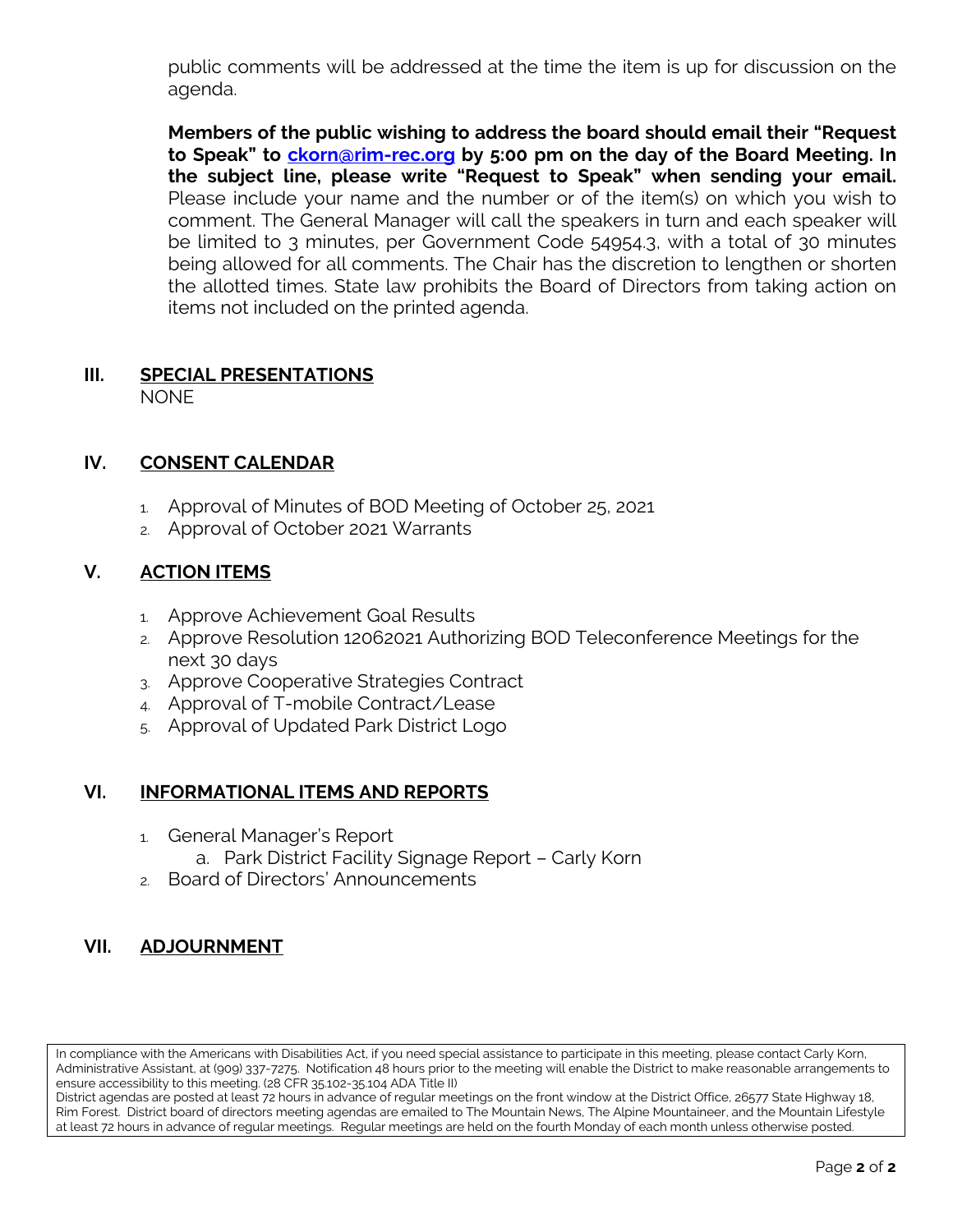public comments will be addressed at the time the item is up for discussion on the agenda.

**Members of the public wishing to address the board should email their "Request to Speak" to [ckorn@rim-rec.org](mailto:ckorn@rim-rec.org) by 5:00 pm on the day of the Board Meeting. In the subject line, please write "Request to Speak" when sending your email.** Please include your name and the number or of the item(s) on which you wish to comment. The General Manager will call the speakers in turn and each speaker will be limited to 3 minutes, per Government Code 54954.3, with a total of 30 minutes being allowed for all comments. The Chair has the discretion to lengthen or shorten the allotted times. State law prohibits the Board of Directors from taking action on items not included on the printed agenda.

## III. SPECIAL PRESENTATIONS

NONE

## IV. CONSENT CALENDAR

1. Approval of Minutes of BOD Meeting of October 25, 2021
2. Approval of October 2021 Warrants

## V. ACTION ITEMS

1. Approve Achievement Goal Results
2. Approve Resolution 12062021 Authorizing BOD Teleconference Meetings for the next 30 days
3. Approve Cooperative Strategies Contract
4. Approval of T-mobile Contract/Lease
5. Approval of Updated Park District Logo

## VI. INFORMATIONAL ITEMS AND REPORTS

1. General Manager's Report
   a. Park District Facility Signage Report – Carly Korn
2. Board of Directors' Announcements

## VII. ADJOURNMENT

In compliance with the Americans with Disabilities Act, if you need special assistance to participate in this meeting, please contact Carly Korn, Administrative Assistant, at (909) 337-7275. Notification 48 hours prior to the meeting will enable the District to make reasonable arrangements to ensure accessibility to this meeting. (28 CFR 35.102-35.104 ADA Title II)
District agendas are posted at least 72 hours in advance of regular meetings on the front window at the District Office, 26577 State Highway 18, Rim Forest. District board of directors meeting agendas are emailed to The Mountain News, The Alpine Mountaineer, and the Mountain Lifestyle at least 72 hours in advance of regular meetings. Regular meetings are held on the fourth Monday of each month unless otherwise posted.